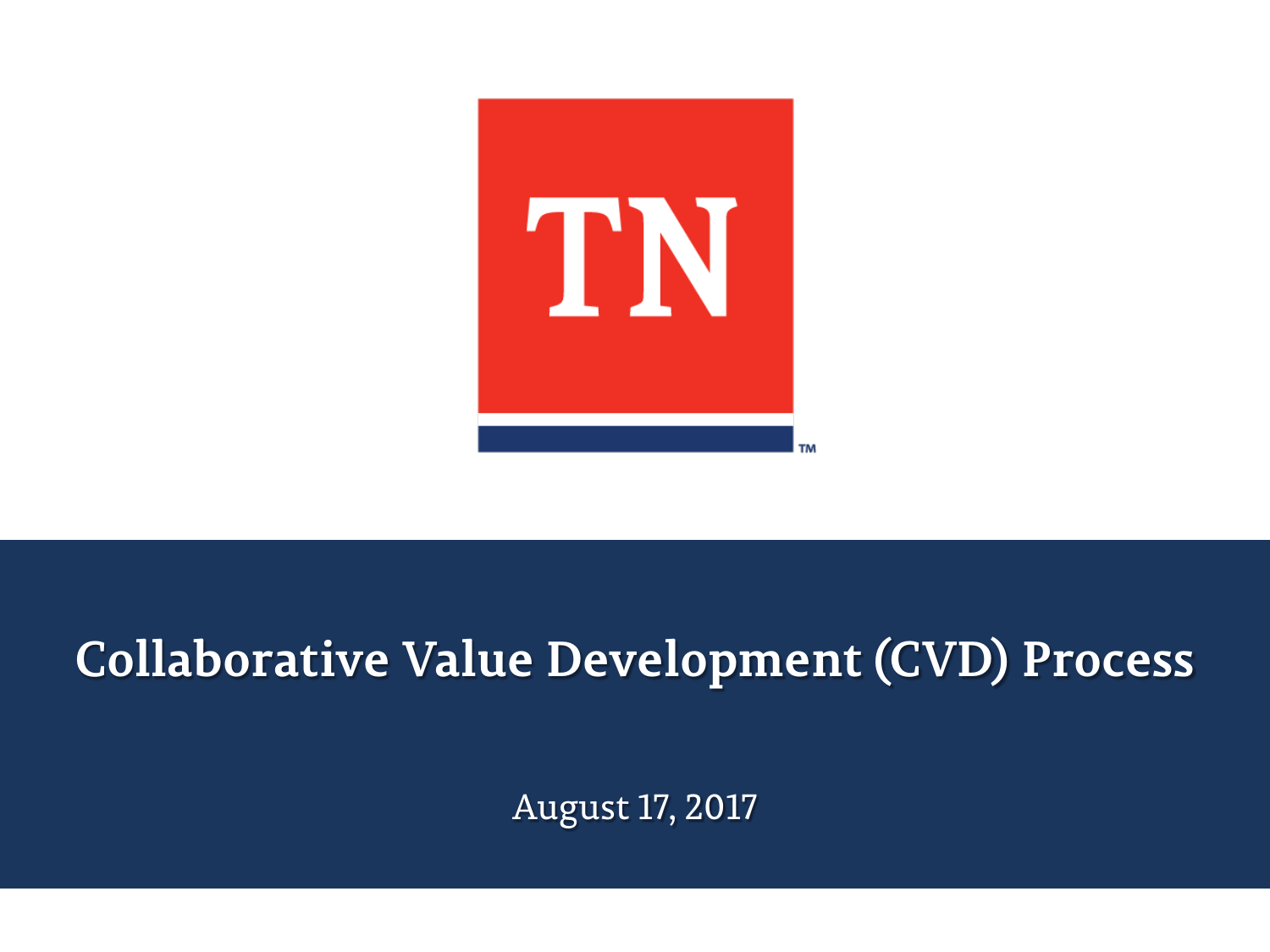TN™

# Collaborative Value Development (CVD) Process

August 17, 2017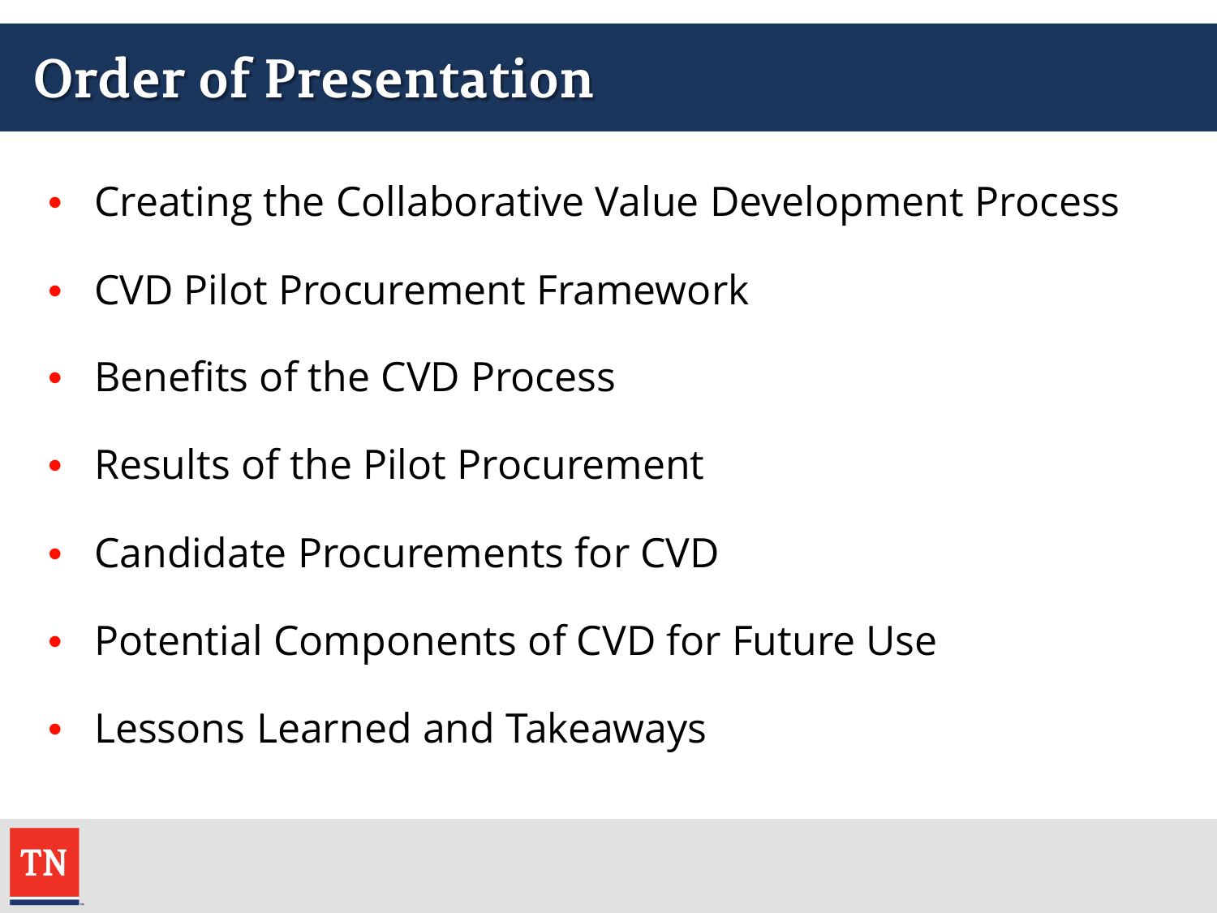# Order of Presentation

- Creating the Collaborative Value Development Process
- CVD Pilot Procurement Framework
- Benefits of the CVD Process
- Results of the Pilot Procurement
- Candidate Procurements for CVD
- Potential Components of CVD for Future Use
- Lessons Learned and Takeaways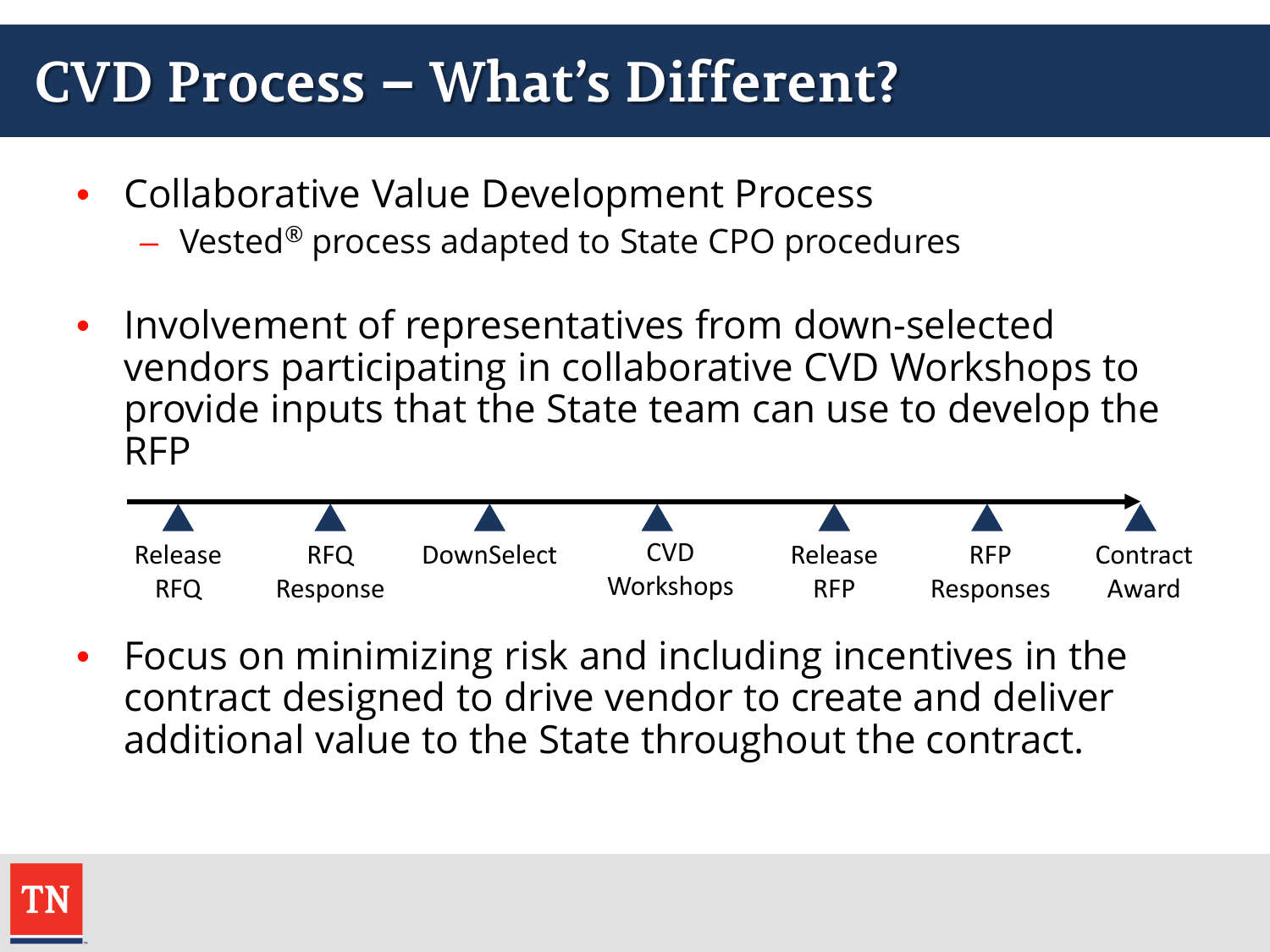# CVD Process – What's Different?

- Collaborative Value Development Process
  - Vested® process adapted to State CPO procedures
- Involvement of representatives from down-selected vendors participating in collaborative CVD Workshops to provide inputs that the State team can use to develop the RFP

Release RFQ → RFQ Response → DownSelect → CVD Workshops → Release RFP → RFP Responses → Contract Award

- Focus on minimizing risk and including incentives in the contract designed to drive vendor to create and deliver additional value to the State throughout the contract.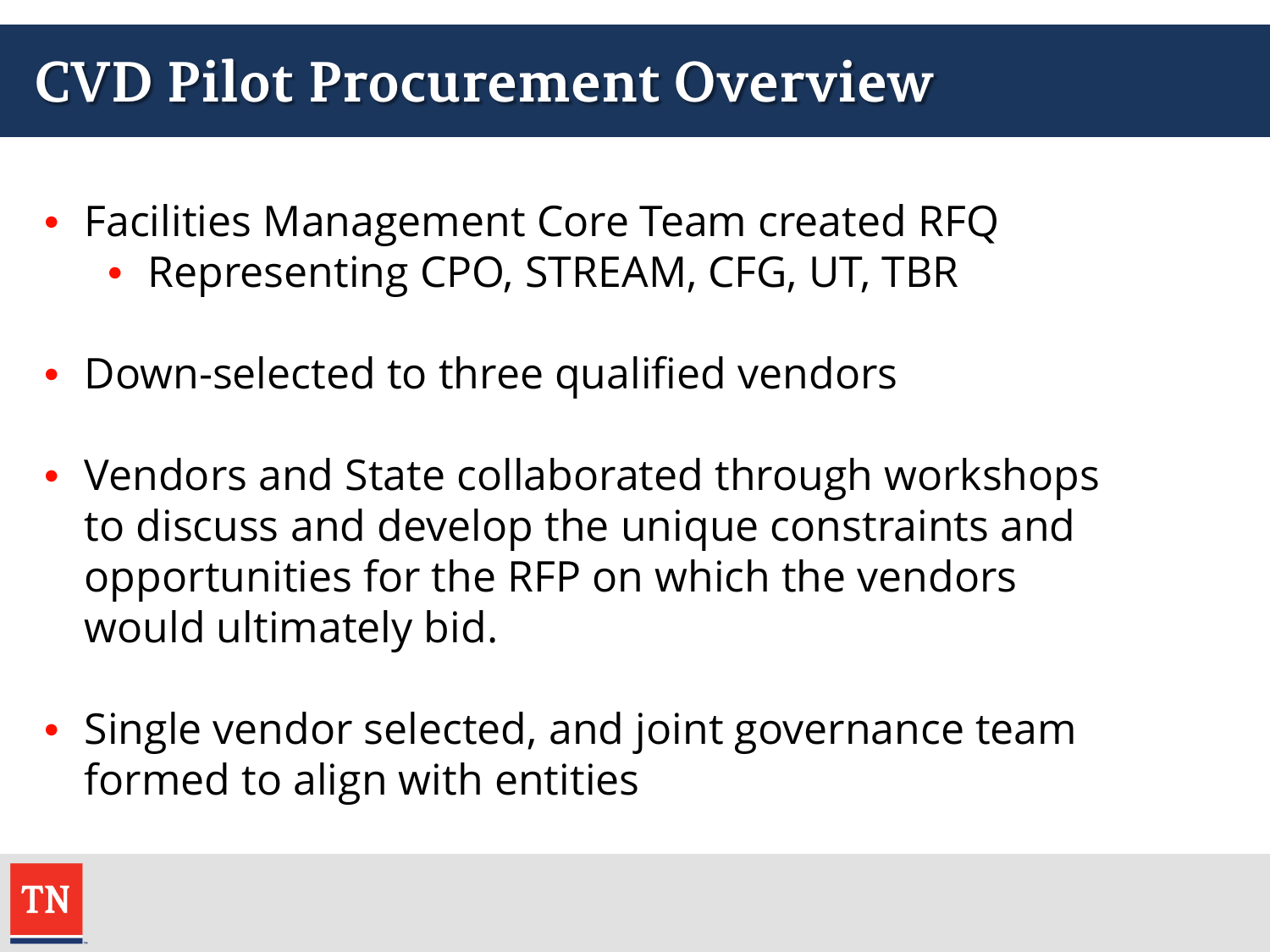# CVD Pilot Procurement Overview

- Facilities Management Core Team created RFQ
  - Representing CPO, STREAM, CFG, UT, TBR
- Down-selected to three qualified vendors
- Vendors and State collaborated through workshops to discuss and develop the unique constraints and opportunities for the RFP on which the vendors would ultimately bid.
- Single vendor selected, and joint governance team formed to align with entities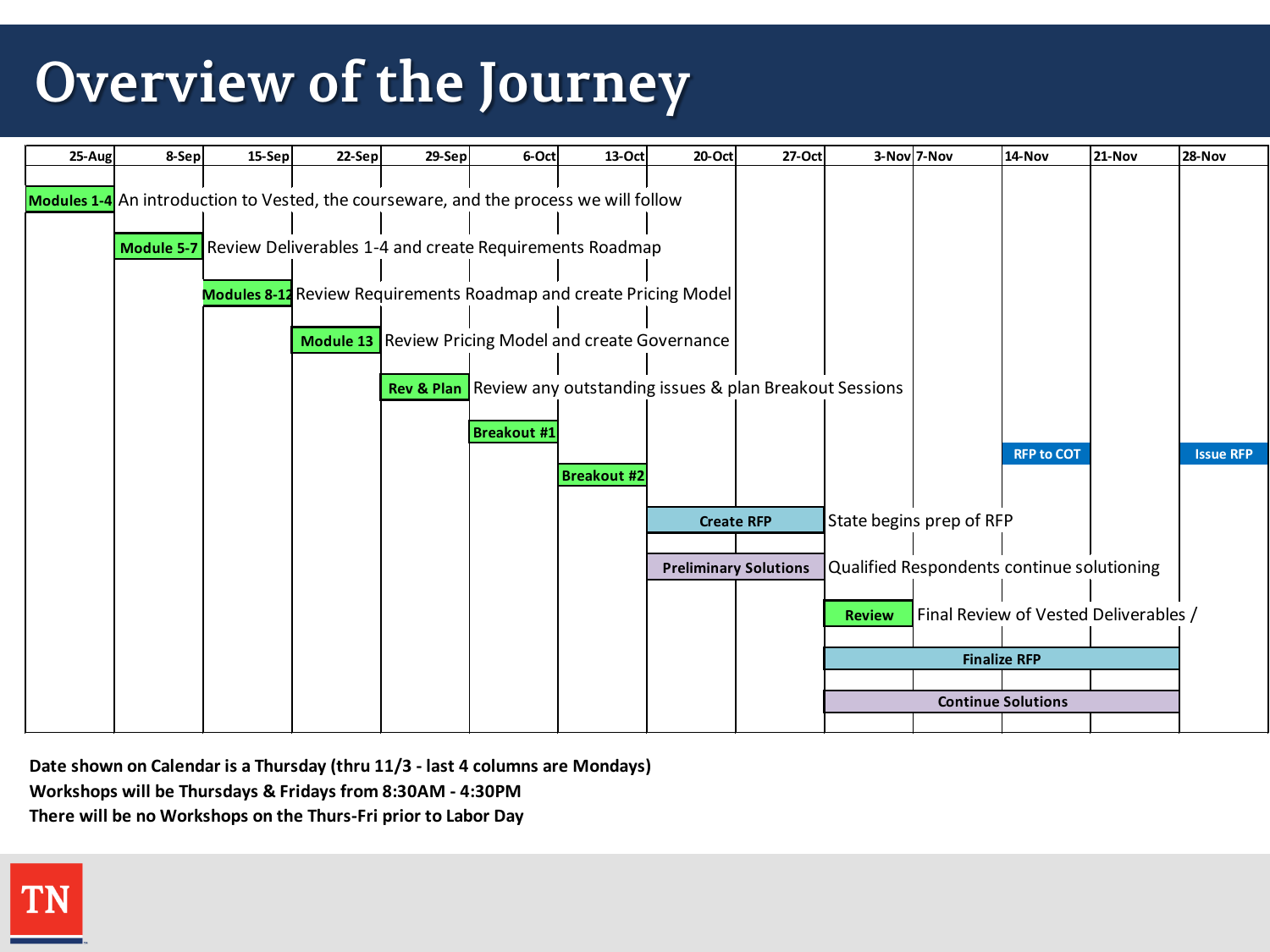# Overview of the Journey

| 25-Aug | 8-Sep | 15-Sep | 22-Sep | 29-Sep | 6-Oct | 13-Oct | 20-Oct | 27-Oct | 3-Nov | 7-Nov | 14-Nov | 21-Nov | 28-Nov |
|---|---|---|---|---|---|---|---|---|---|---|---|---|---|
| **Modules 1-4** | An introduction to Vested, the courseware, and the process we will follow | | | | | | | | | | | | |
| | **Module 5-7** | Review Deliverables 1-4 and create Requirements Roadmap | | | | | | | | | | | |
| | | **Modules 8-12** | Review Requirements Roadmap and create Pricing Model | | | | | | | | | | |
| | | | **Module 13** | Review Pricing Model and create Governance | | | | | | | | | |
| | | | | **Rev & Plan** | Review any outstanding issues & plan Breakout Sessions | | | | | | | | |
| | | | | | **Breakout #1** | | | | | | **RFP to COT** | | **Issue RFP** |
| | | | | | | **Breakout #2** | | | | | | | |
| | | | | | | | **Create RFP** | | State begins prep of RFP | | | | |
| | | | | | | | **Preliminary Solutions** | | Qualified Respondents continue solutioning | | | | |
| | | | | | | | | | **Review** | Final Review of Vested Deliverables / | | | |
| | | | | | | | | | **Finalize RFP** | | | | |
| | | | | | | | | | **Continue Solutions** | | | | |

**Date shown on Calendar is a Thursday (thru 11/3 - last 4 columns are Mondays)**
**Workshops will be Thursdays & Fridays from 8:30AM - 4:30PM**
**There will be no Workshops on the Thurs-Fri prior to Labor Day**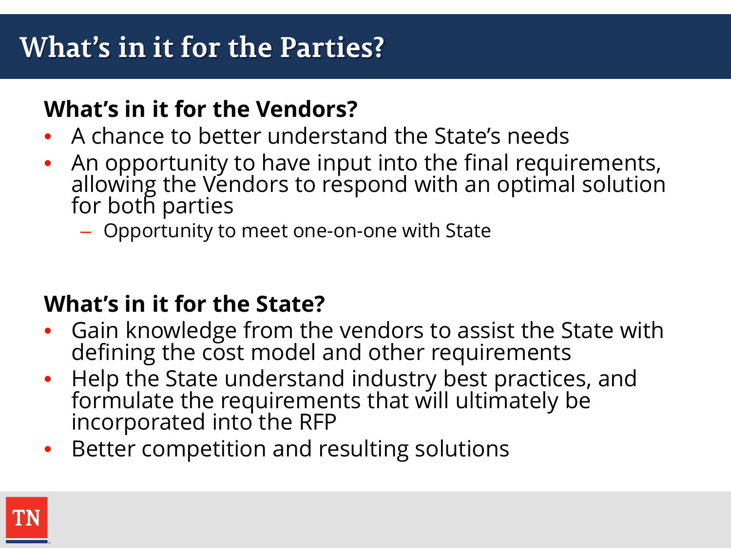# What's in it for the Parties?

## What's in it for the Vendors?

- A chance to better understand the State's needs
- An opportunity to have input into the final requirements, allowing the Vendors to respond with an optimal solution for both parties
  - Opportunity to meet one-on-one with State

## What's in it for the State?

- Gain knowledge from the vendors to assist the State with defining the cost model and other requirements
- Help the State understand industry best practices, and formulate the requirements that will ultimately be incorporated into the RFP
- Better competition and resulting solutions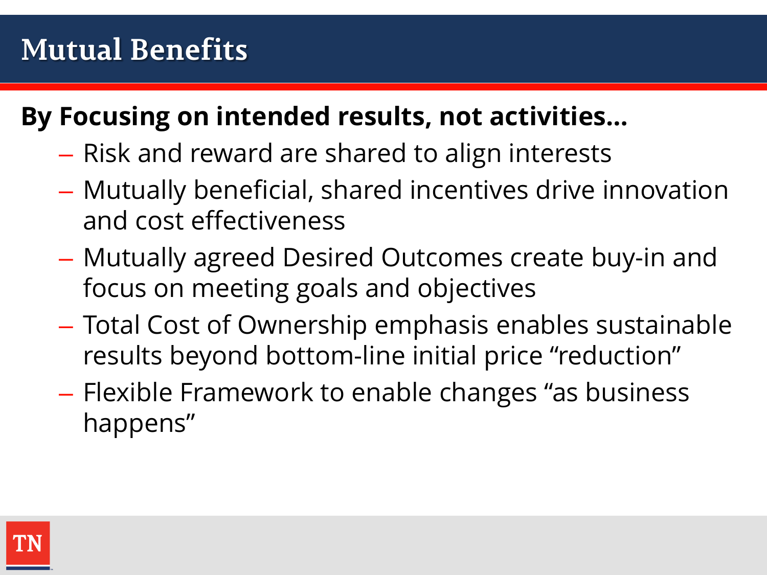# Mutual Benefits

**By Focusing on intended results, not activities…**

- Risk and reward are shared to align interests
- Mutually beneficial, shared incentives drive innovation and cost effectiveness
- Mutually agreed Desired Outcomes create buy-in and focus on meeting goals and objectives
- Total Cost of Ownership emphasis enables sustainable results beyond bottom-line initial price "reduction"
- Flexible Framework to enable changes "as business happens"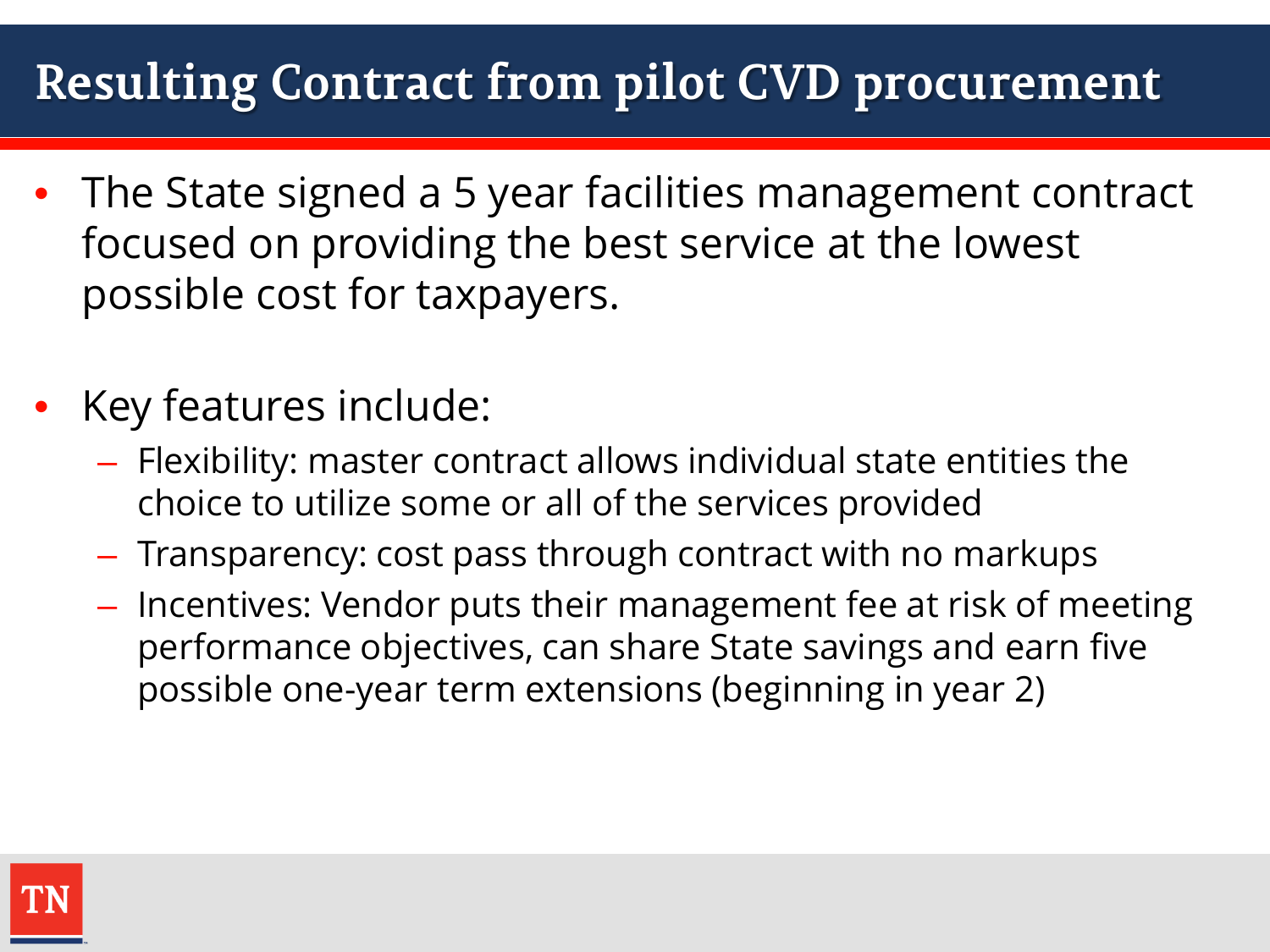# Resulting Contract from pilot CVD procurement

- The State signed a 5 year facilities management contract focused on providing the best service at the lowest possible cost for taxpayers.

- Key features include:
  - Flexibility: master contract allows individual state entities the choice to utilize some or all of the services provided
  - Transparency: cost pass through contract with no markups
  - Incentives: Vendor puts their management fee at risk of meeting performance objectives, can share State savings and earn five possible one-year term extensions (beginning in year 2)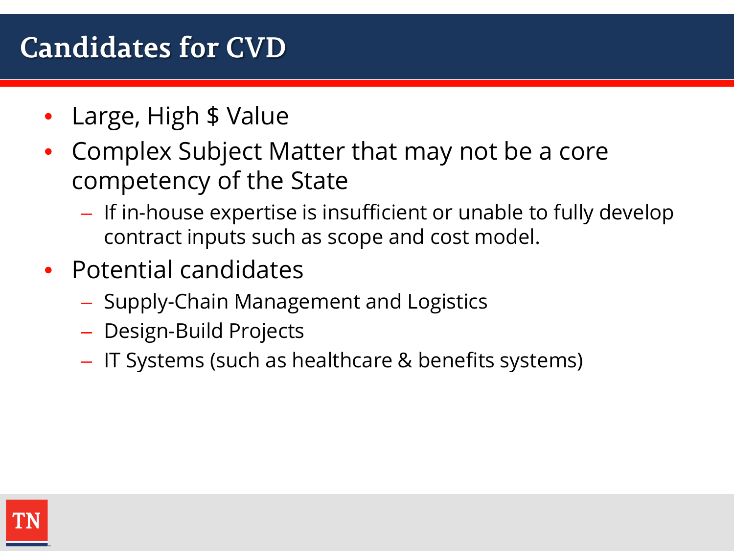# Candidates for CVD

- Large, High $ Value
- Complex Subject Matter that may not be a core competency of the State
  - If in-house expertise is insufficient or unable to fully develop contract inputs such as scope and cost model.
- Potential candidates
  - Supply-Chain Management and Logistics
  - Design-Build Projects
  - IT Systems (such as healthcare & benefits systems)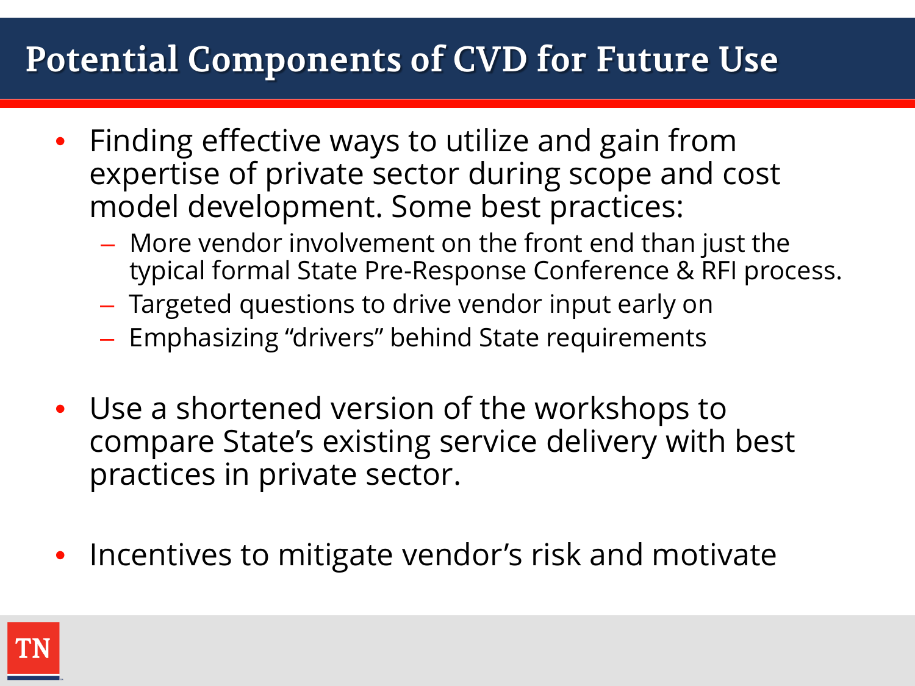# Potential Components of CVD for Future Use

- Finding effective ways to utilize and gain from expertise of private sector during scope and cost model development. Some best practices:
  - More vendor involvement on the front end than just the typical formal State Pre-Response Conference & RFI process.
  - Targeted questions to drive vendor input early on
  - Emphasizing "drivers" behind State requirements
- Use a shortened version of the workshops to compare State's existing service delivery with best practices in private sector.
- Incentives to mitigate vendor's risk and motivate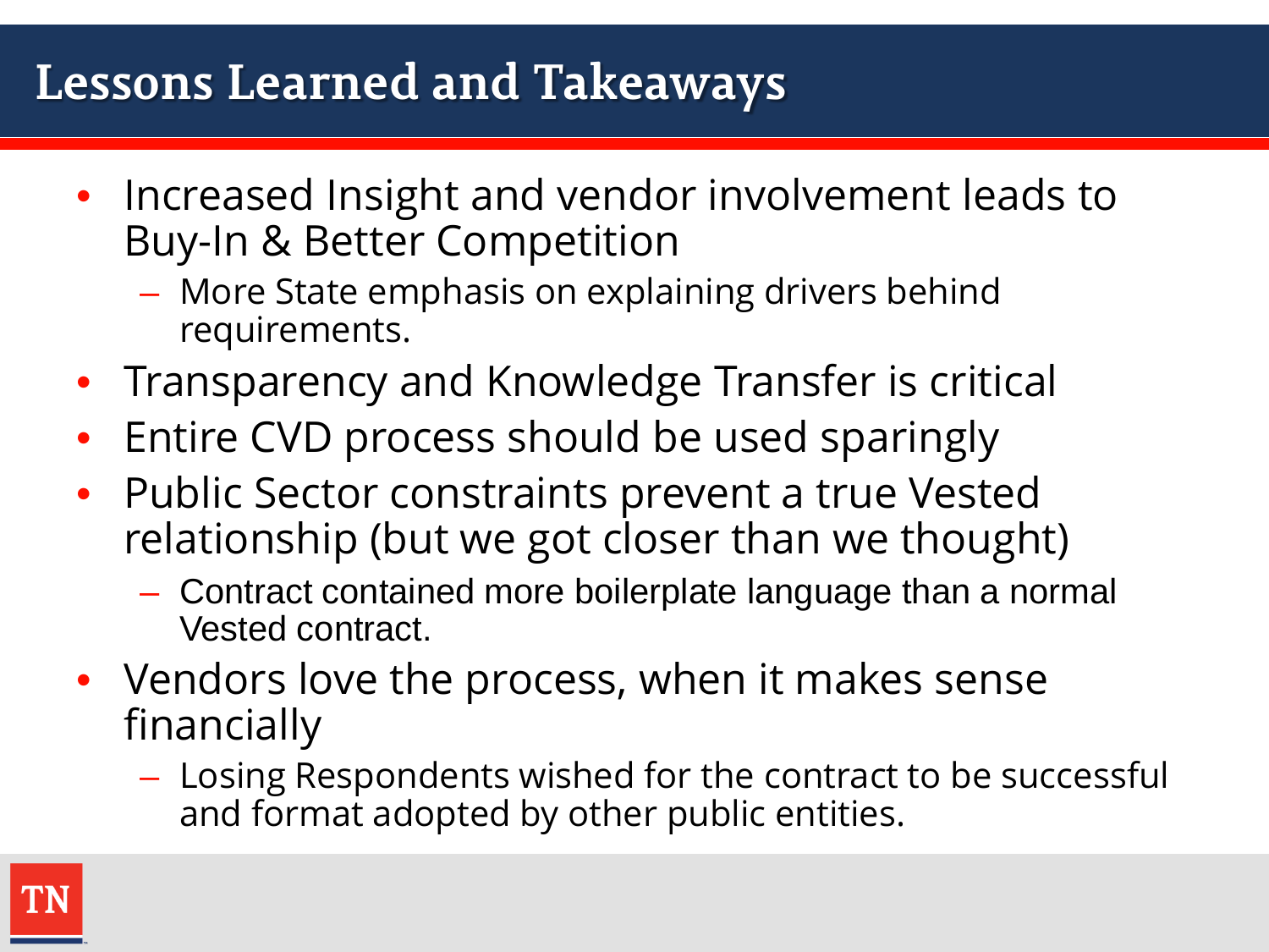# Lessons Learned and Takeaways

- Increased Insight and vendor involvement leads to Buy-In & Better Competition
  - More State emphasis on explaining drivers behind requirements.
- Transparency and Knowledge Transfer is critical
- Entire CVD process should be used sparingly
- Public Sector constraints prevent a true Vested relationship (but we got closer than we thought)
  - Contract contained more boilerplate language than a normal Vested contract.
- Vendors love the process, when it makes sense financially
  - Losing Respondents wished for the contract to be successful and format adopted by other public entities.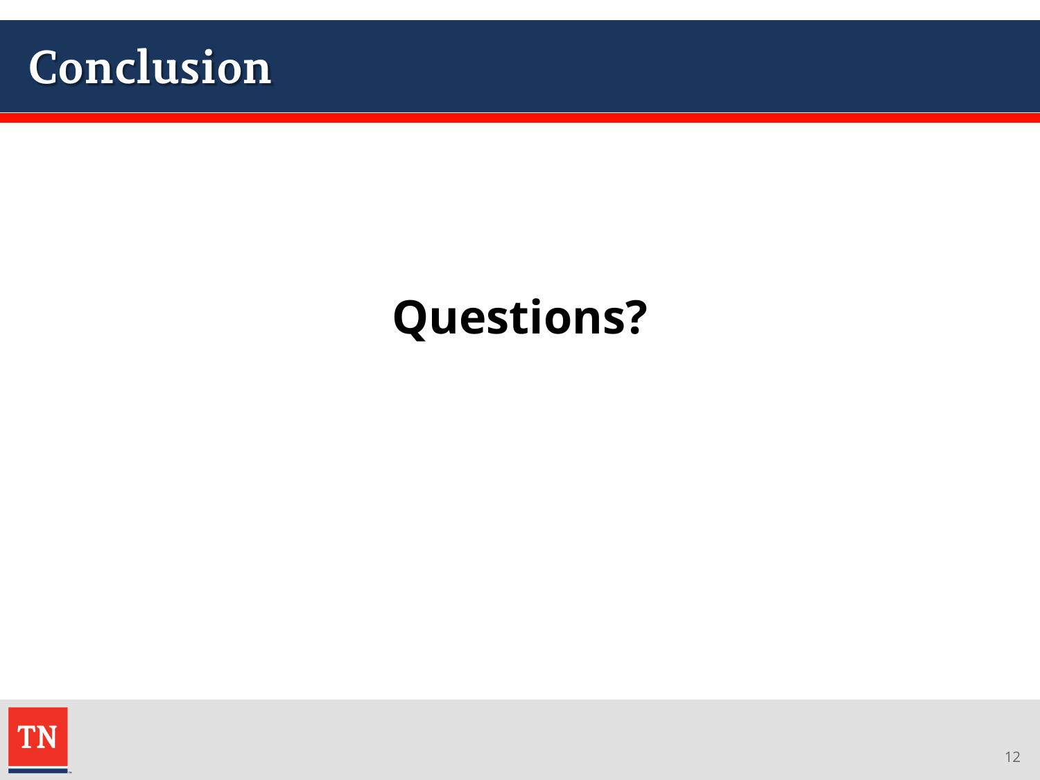# Conclusion

**Questions?**